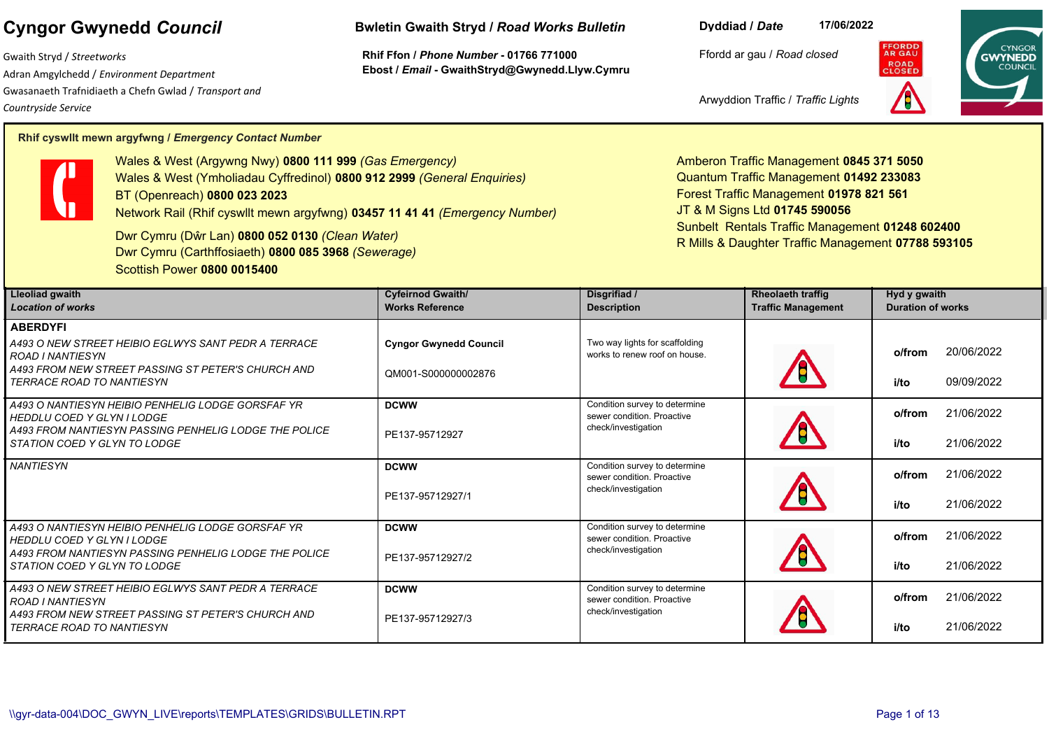# Cyngor Gwynedd *Council*

Gwaith Stryd / *Streetworks*
Adran Amgylchedd / *Environment Department*
Gwasanaeth Trafnidiaeth a Chefn Gwlad / *Transport and Countryside Service*

**Bwletin Gwaith Stryd / *Road Works Bulletin***

**Rhif Ffon / *Phone Number* - 01766 771000**
**Ebost / *Email* - GwaithStryd@Gwynedd.Llyw.Cymru**

**Dyddiad / *Date*** **17/06/2022**

Ffordd ar gau / *Road closed*

Arwyddion Traffic / *Traffic Lights*

**Rhif cyswllt mewn argyfwng / *Emergency Contact Number***

Wales & West (Argywng Nwy) **0800 111 999** *(Gas Emergency)*
Wales & West (Ymholiadau Cyffredinol) **0800 912 2999** *(General Enquiries)*
BT (Openreach) **0800 023 2023**
Network Rail (Rhif cyswllt mewn argyfwng) **03457 11 41 41** *(Emergency Number)*
Dwr Cymru (Dŵr Lan) **0800 052 0130** *(Clean Water)*
Dwr Cymru (Carthffosiaeth) **0800 085 3968** *(Sewerage)*
Scottish Power **0800 0015400**

Amberon Traffic Management **0845 371 5050**
Quantum Traffic Management **01492 233083**
Forest Traffic Management **01978 821 561**
JT & M Signs Ltd **01745 590056**
Sunbelt Rentals Traffic Management **01248 602400**
R Mills & Daughter Traffic Management **07788 593105**

| Lleoliad gwaith / *Location of works* | Cyfeirnod Gwaith/ Works Reference | Disgrifiad / Description | Rheolaeth traffig / Traffic Management | Hyd y gwaith / Duration of works |
|---|---|---|---|---|
| **ABERDYFI** | | | | |
| *A493 O NEW STREET HEIBIO EGLWYS SANT PEDR A TERRACE ROAD I NANTIESYN*<br>*A493 FROM NEW STREET PASSING ST PETER'S CHURCH AND TERRACE ROAD TO NANTIESYN* | **Cyngor Gwynedd Council**<br>QM001-S000000002876 | Two way lights for scaffolding works to renew roof on house. | Traffic Lights | o/from 20/06/2022<br>i/to 09/09/2022 |
| *A493 O NANTIESYN HEIBIO PENHELIG LODGE GORSFAF YR HEDDLU COED Y GLYN I LODGE*<br>*A493 FROM NANTIESYN PASSING PENHELIG LODGE THE POLICE STATION COED Y GLYN TO LODGE* | **DCWW**<br>PE137-95712927 | Condition survey to determine sewer condition. Proactive check/investigation | Traffic Lights | o/from 21/06/2022<br>i/to 21/06/2022 |
| *NANTIESYN* | **DCWW**<br>PE137-95712927/1 | Condition survey to determine sewer condition. Proactive check/investigation | Traffic Lights | o/from 21/06/2022<br>i/to 21/06/2022 |
| *A493 O NANTIESYN HEIBIO PENHELIG LODGE GORSFAF YR HEDDLU COED Y GLYN I LODGE*<br>*A493 FROM NANTIESYN PASSING PENHELIG LODGE THE POLICE STATION COED Y GLYN TO LODGE* | **DCWW**<br>PE137-95712927/2 | Condition survey to determine sewer condition. Proactive check/investigation | Traffic Lights | o/from 21/06/2022<br>i/to 21/06/2022 |
| *A493 O NEW STREET HEIBIO EGLWYS SANT PEDR A TERRACE ROAD I NANTIESYN*<br>*A493 FROM NEW STREET PASSING ST PETER'S CHURCH AND TERRACE ROAD TO NANTIESYN* | **DCWW**<br>PE137-95712927/3 | Condition survey to determine sewer condition. Proactive check/investigation | Traffic Lights | o/from 21/06/2022<br>i/to 21/06/2022 |

\\gyr-data-004\DOC_GWYN_LIVE\reports\TEMPLATES\GRIDS\BULLETIN.RPT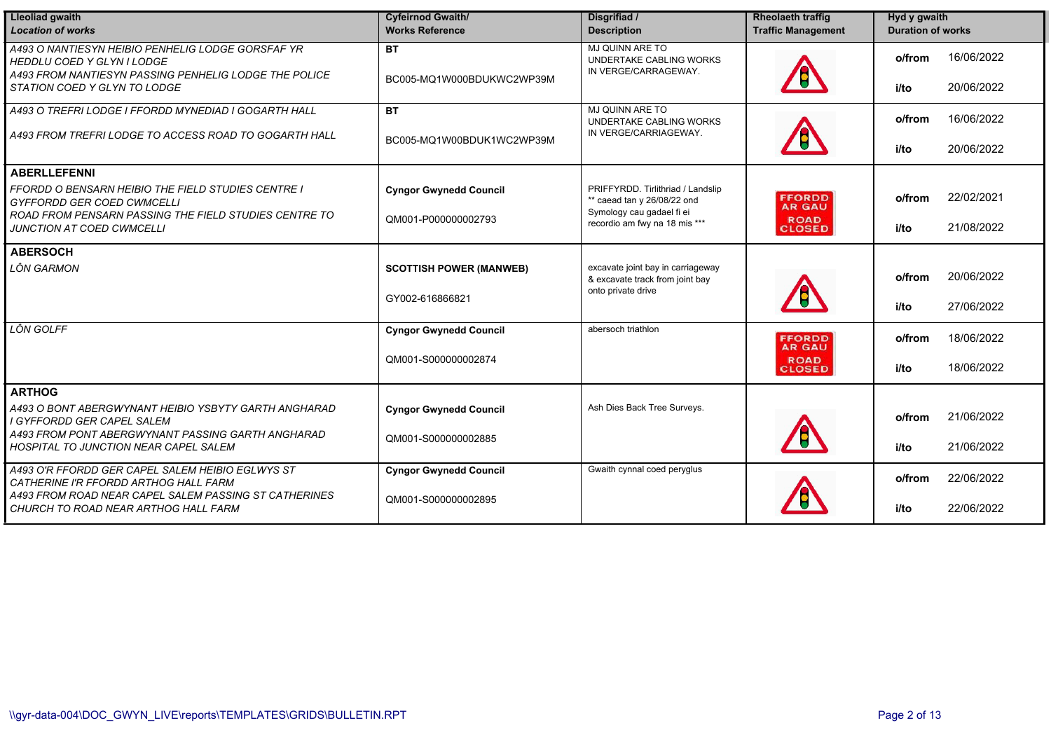| Lleoliad gwaith *Location of works* | Cyfeirnod Gwaith/ Works Reference | Disgrifiad / Description | Rheolaeth traffig Traffic Management | Hyd y gwaith Duration of works |
|---|---|---|---|---|
| *A493 O NANTIESYN HEIBIO PENHELIG LODGE GORSFAF YR HEDDLU COED Y GLYN I LODGE*<br>*A493 FROM NANTIESYN PASSING PENHELIG LODGE THE POLICE STATION COED Y GLYN TO LODGE* | **BT**<br>BC005-MQ1W000BDUKWC2WP39M | MJ QUINN ARE TO UNDERTAKE CABLING WORKS IN VERGE/CARRAGEWAY. | | **o/from** 16/06/2022<br>**i/to** 20/06/2022 |
| *A493 O TREFRI LODGE I FFORDD MYNEDIAD I GOGARTH HALL*<br>*A493 FROM TREFRI LODGE TO ACCESS ROAD TO GOGARTH HALL* | **BT**<br>BC005-MQ1W00BDUK1WC2WP39M | MJ QUINN ARE TO UNDERTAKE CABLING WORKS IN VERGE/CARRIAGEWAY. | | **o/from** 16/06/2022<br>**i/to** 20/06/2022 |
| **ABERLLEFENNI** | | | | |
| *FFORDD O BENSARN HEIBIO THE FIELD STUDIES CENTRE I GYFFORDD GER COED CWMCELLI*<br>*ROAD FROM PENSARN PASSING THE FIELD STUDIES CENTRE TO JUNCTION AT COED CWMCELLI* | **Cyngor Gwynedd Council**<br>QM001-P000000002793 | PRIFFYRDD. Tirlithriad / Landslip ** caead tan y 26/08/22 ond Symology cau gadael fi ei recordio am fwy na 18 mis *** | FFORDD AR GAU ROAD CLOSED | **o/from** 22/02/2021<br>**i/to** 21/08/2022 |
| **ABERSOCH** | | | | |
| *LÔN GARMON* | **SCOTTISH POWER (MANWEB)**<br>GY002-616866821 | excavate joint bay in carriageway & excavate track from joint bay onto private drive | | **o/from** 20/06/2022<br>**i/to** 27/06/2022 |
| *LÔN GOLFF* | **Cyngor Gwynedd Council**<br>QM001-S000000002874 | abersoch triathlon | FFORDD AR GAU ROAD CLOSED | **o/from** 18/06/2022<br>**i/to** 18/06/2022 |
| **ARTHOG** | | | | |
| *A493 O BONT ABERGWYNANT HEIBIO YSBYTY GARTH ANGHARAD I GYFFORDD GER CAPEL SALEM*<br>*A493 FROM PONT ABERGWYNANT PASSING GARTH ANGHARAD HOSPITAL TO JUNCTION NEAR CAPEL SALEM* | **Cyngor Gwynedd Council**<br>QM001-S000000002885 | Ash Dies Back Tree Surveys. | | **o/from** 21/06/2022<br>**i/to** 21/06/2022 |
| *A493 O'R FFORDD GER CAPEL SALEM HEIBIO EGLWYS ST CATHERINE I'R FFORDD ARTHOG HALL FARM*<br>*A493 FROM ROAD NEAR CAPEL SALEM PASSING ST CATHERINES CHURCH TO ROAD NEAR ARTHOG HALL FARM* | **Cyngor Gwynedd Council**<br>QM001-S000000002895 | Gwaith cynnal coed peryglus | | **o/from** 22/06/2022<br>**i/to** 22/06/2022 |

\\gyr-data-004\DOC_GWYN_LIVE\reports\TEMPLATES\GRIDS\BULLETIN.RPT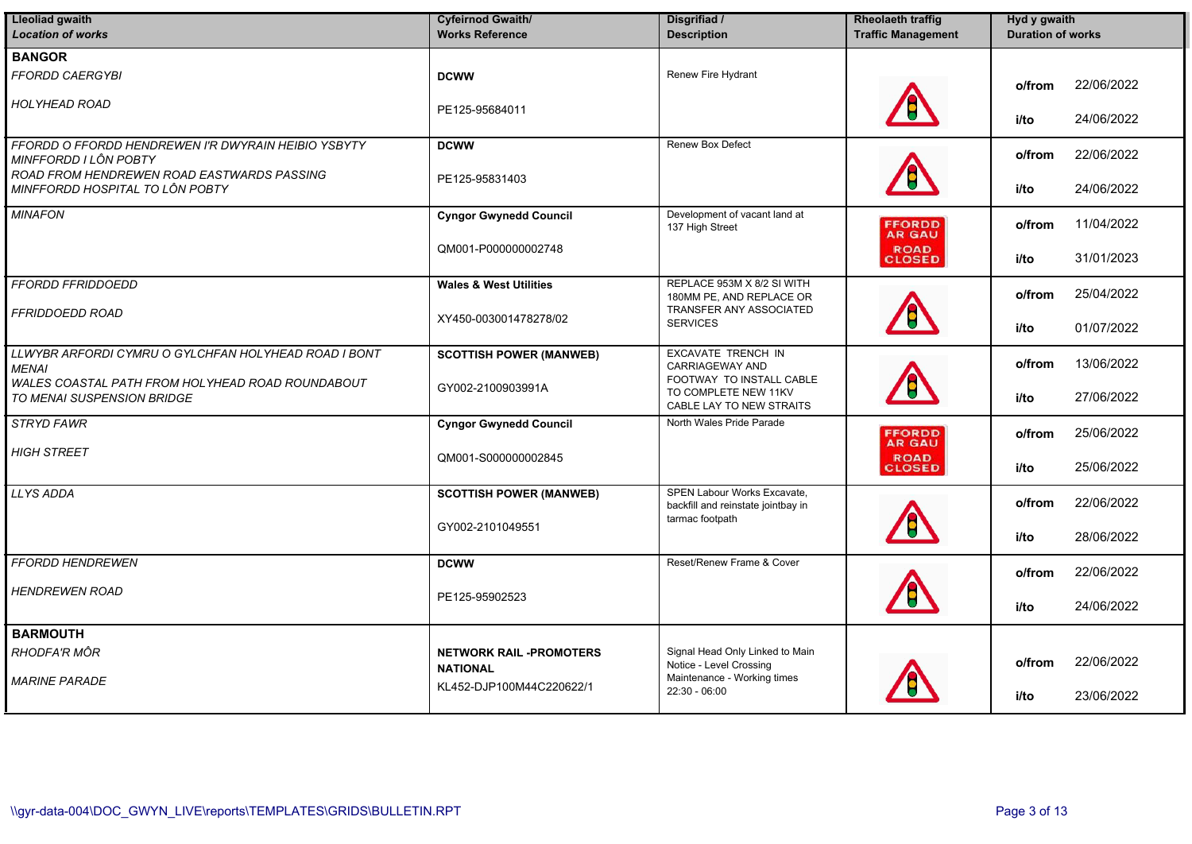| Lleoliad gwaith *Location of works* | Cyfeirnod Gwaith/ Works Reference | Disgrifiad / Description | Rheolaeth traffig Traffic Management | Hyd y gwaith Duration of works |
|---|---|---|---|---|
| **BANGOR** | | | | |
| *FFORDD CAERGYBI* *HOLYHEAD ROAD* | **DCWW** PE125-95684011 | Renew Fire Hydrant | | **o/from** 22/06/2022 **i/to** 24/06/2022 |
| *FFORDD O FFORDD HENDREWEN I'R DWYRAIN HEIBIO YSBYTY MINFFORDD I LÔN POBTY* *ROAD FROM HENDREWEN ROAD EASTWARDS PASSING MINFFORDD HOSPITAL TO LÔN POBTY* | **DCWW** PE125-95831403 | Renew Box Defect | | **o/from** 22/06/2022 **i/to** 24/06/2022 |
| *MINAFON* | **Cyngor Gwynedd Council** QM001-P000000002748 | Development of vacant land at 137 High Street | FFORDD AR GAU ROAD CLOSED | **o/from** 11/04/2022 **i/to** 31/01/2023 |
| *FFORDD FFRIDDOEDD* *FFRIDDOEDD ROAD* | **Wales & West Utilities** XY450-003001478278/02 | REPLACE 953M X 8/2 SI WITH 180MM PE, AND REPLACE OR TRANSFER ANY ASSOCIATED SERVICES | | **o/from** 25/04/2022 **i/to** 01/07/2022 |
| *LLWYBR ARFORDI CYMRU O GYLCHFAN HOLYHEAD ROAD I BONT MENAI* *WALES COASTAL PATH FROM HOLYHEAD ROAD ROUNDABOUT TO MENAI SUSPENSION BRIDGE* | **SCOTTISH POWER (MANWEB)** GY002-2100903991A | EXCAVATE TRENCH IN CARRIAGEWAY AND FOOTWAY TO INSTALL CABLE TO COMPLETE NEW 11KV CABLE LAY TO NEW STRAITS | | **o/from** 13/06/2022 **i/to** 27/06/2022 |
| *STRYD FAWR* *HIGH STREET* | **Cyngor Gwynedd Council** QM001-S000000002845 | North Wales Pride Parade | FFORDD AR GAU ROAD CLOSED | **o/from** 25/06/2022 **i/to** 25/06/2022 |
| *LLYS ADDA* | **SCOTTISH POWER (MANWEB)** GY002-2101049551 | SPEN Labour Works Excavate, backfill and reinstate jointbay in tarmac footpath | | **o/from** 22/06/2022 **i/to** 28/06/2022 |
| *FFORDD HENDREWEN* *HENDREWEN ROAD* | **DCWW** PE125-95902523 | Reset/Renew Frame & Cover | | **o/from** 22/06/2022 **i/to** 24/06/2022 |
| **BARMOUTH** | | | | |
| *RHODFA'R MÔR* *MARINE PARADE* | **NETWORK RAIL -PROMOTERS NATIONAL** KL452-DJP100M44C220622/1 | Signal Head Only Linked to Main Notice - Level Crossing Maintenance - Working times 22:30 - 06:00 | | **o/from** 22/06/2022 **i/to** 23/06/2022 |

\\gyr-data-004\DOC_GWYN_LIVE\reports\TEMPLATES\GRIDS\BULLETIN.RPT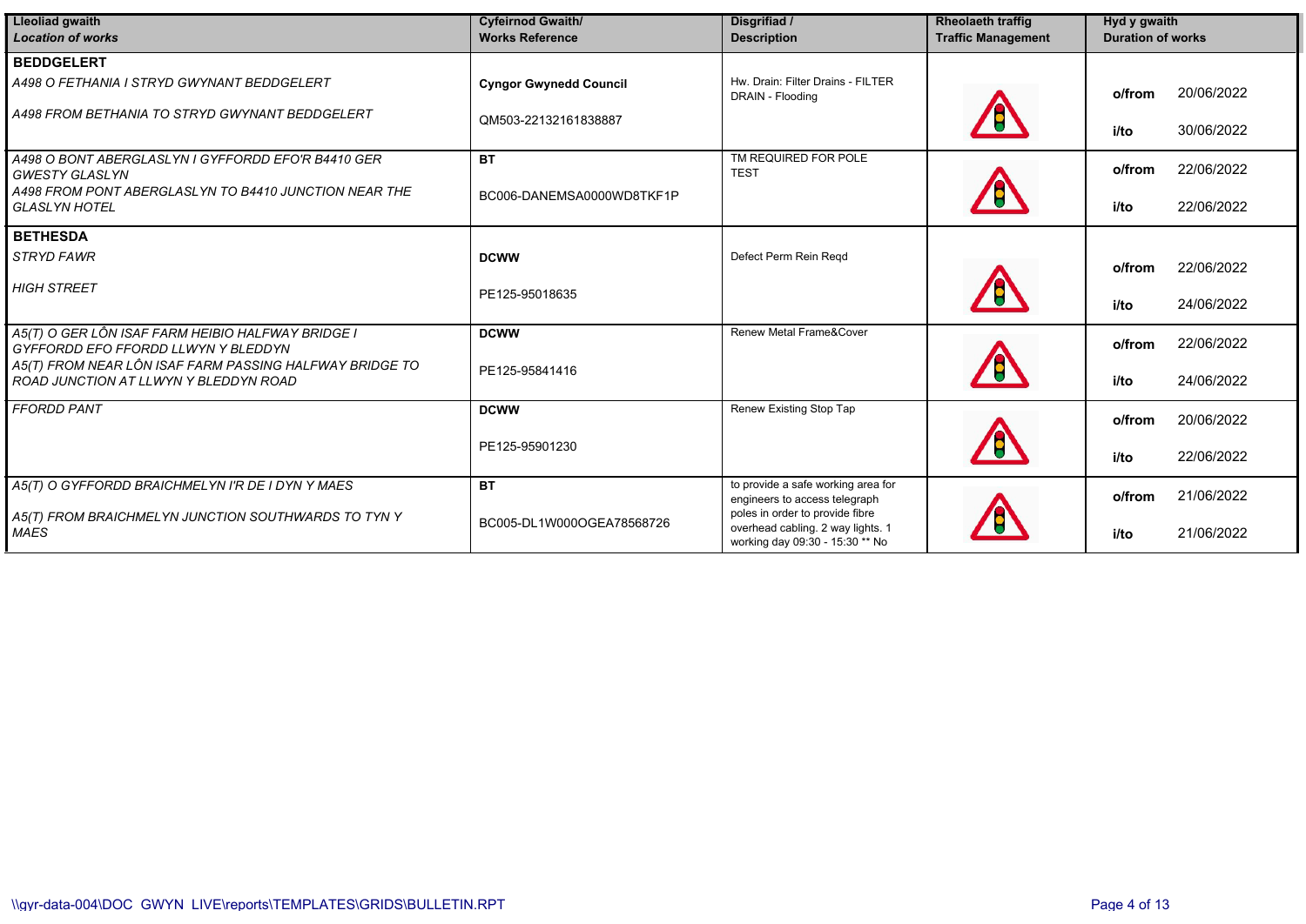| Lleoliad gwaith *Location of works* | Cyfeirnod Gwaith/ Works Reference | Disgrifiad / Description | Rheolaeth traffig Traffic Management | Hyd y gwaith Duration of works |
|---|---|---|---|---|
| **BEDDGELERT** | | | | |
| *A498 O FETHANIA I STRYD GWYNANT BEDDGELERT* *A498 FROM BETHANIA TO STRYD GWYNANT BEDDGELERT* | **Cyngor Gwynedd Council** QM503-22132161838887 | Hw. Drain: Filter Drains - FILTER DRAIN - Flooding | | **o/from** 20/06/2022 **i/to** 30/06/2022 |
| *A498 O BONT ABERGLASLYN I GYFFORDD EFO'R B4410 GER GWESTY GLASLYN* *A498 FROM PONT ABERGLASLYN TO B4410 JUNCTION NEAR THE GLASLYN HOTEL* | **BT** BC006-DANEMSA0000WD8TKF1P | TM REQUIRED FOR POLE TEST | | **o/from** 22/06/2022 **i/to** 22/06/2022 |
| **BETHESDA** | | | | |
| *STRYD FAWR* *HIGH STREET* | **DCWW** PE125-95018635 | Defect Perm Rein Reqd | | **o/from** 22/06/2022 **i/to** 24/06/2022 |
| *A5(T) O GER LÔN ISAF FARM HEIBIO HALFWAY BRIDGE I GYFFORDD EFO FFORDD LLWYN Y BLEDDYN* *A5(T) FROM NEAR LÔN ISAF FARM PASSING HALFWAY BRIDGE TO ROAD JUNCTION AT LLWYN Y BLEDDYN ROAD* | **DCWW** PE125-95841416 | Renew Metal Frame&Cover | | **o/from** 22/06/2022 **i/to** 24/06/2022 |
| *FFORDD PANT* | **DCWW** PE125-95901230 | Renew Existing Stop Tap | | **o/from** 20/06/2022 **i/to** 22/06/2022 |
| *A5(T) O GYFFORDD BRAICHMELYN I'R DE I DYN Y MAES* *A5(T) FROM BRAICHMELYN JUNCTION SOUTHWARDS TO TYN Y MAES* | **BT** BC005-DL1W000OGEA78568726 | to provide a safe working area for engineers to access telegraph poles in order to provide fibre overhead cabling. 2 way lights. 1 working day 09:30 - 15:30 ** No | | **o/from** 21/06/2022 **i/to** 21/06/2022 |

\\gyr-data-004\DOC_GWYN_LIVE\reports\TEMPLATES\GRIDS\BULLETIN.RPT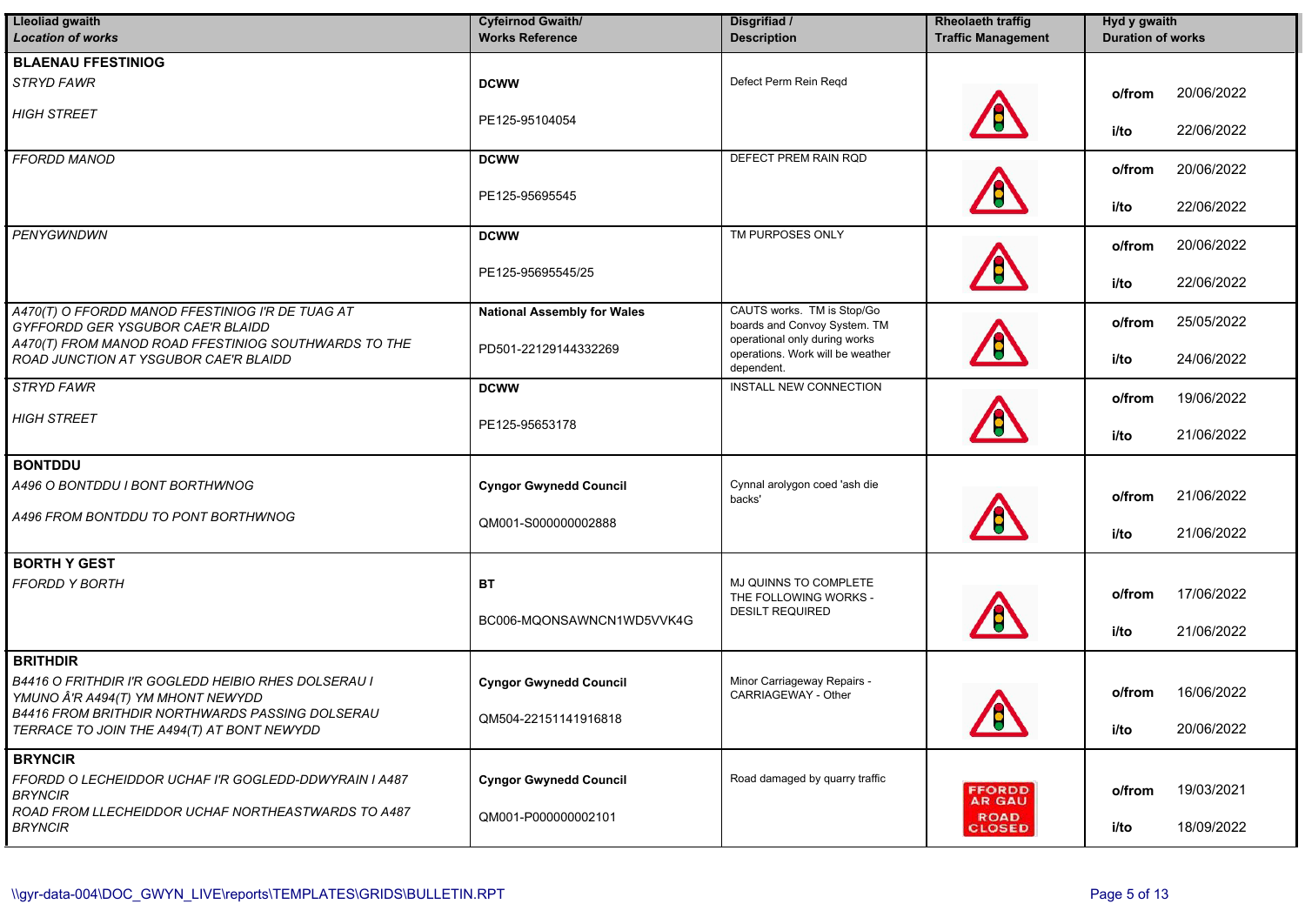| Lleoliad gwaith *Location of works* | Cyfeirnod Gwaith/ Works Reference | Disgrifiad / Description | Rheolaeth traffig Traffic Management | Hyd y gwaith Duration of works |
|---|---|---|---|---|
| **BLAENAU FFESTINIOG** *STRYD FAWR* *HIGH STREET* | **DCWW** PE125-95104054 | Defect Perm Rein Reqd | | o/from 20/06/2022 i/to 22/06/2022 |
| *FFORDD MANOD* | **DCWW** PE125-95695545 | DEFECT PREM RAIN RQD | | o/from 20/06/2022 i/to 22/06/2022 |
| *PENYGWNDWN* | **DCWW** PE125-95695545/25 | TM PURPOSES ONLY | | o/from 20/06/2022 i/to 22/06/2022 |
| *A470(T) O FFORDD MANOD FFESTINIOG I'R DE TUAG AT GYFFORDD GER YSGUBOR CAE'R BLAIDD* *A470(T) FROM MANOD ROAD FFESTINIOG SOUTHWARDS TO THE ROAD JUNCTION AT YSGUBOR CAE'R BLAIDD* | **National Assembly for Wales** PD501-22129144332269 | CAUTS works. TM is Stop/Go boards and Convoy System. TM operational only during works operations. Work will be weather dependent. | | o/from 25/05/2022 i/to 24/06/2022 |
| *STRYD FAWR* *HIGH STREET* | **DCWW** PE125-95653178 | INSTALL NEW CONNECTION | | o/from 19/06/2022 i/to 21/06/2022 |
| **BONTDDU** *A496 O BONTDDU I BONT BORTHWNOG* *A496 FROM BONTDDU TO PONT BORTHWNOG* | **Cyngor Gwynedd Council** QM001-S000000002888 | Cynnal arolygon coed 'ash die backs' | | o/from 21/06/2022 i/to 21/06/2022 |
| **BORTH Y GEST** *FFORDD Y BORTH* | **BT** BC006-MQONSAWNCN1WD5VVK4G | MJ QUINNS TO COMPLETE THE FOLLOWING WORKS - DESILT REQUIRED | | o/from 17/06/2022 i/to 21/06/2022 |
| **BRITHDIR** *B4416 O FRITHDIR I'R GOGLEDD HEIBIO RHES DOLSERAU I YMUNO Â'R A494(T) YM MHONT NEWYDD* *B4416 FROM BRITHDIR NORTHWARDS PASSING DOLSERAU TERRACE TO JOIN THE A494(T) AT BONT NEWYDD* | **Cyngor Gwynedd Council** QM504-22151141916818 | Minor Carriageway Repairs - CARRIAGEWAY - Other | | o/from 16/06/2022 i/to 20/06/2022 |
| **BRYNCIR** *FFORDD O LECHEIDDOR UCHAF I'R GOGLEDD-DDWYRAIN I A487 BRYNCIR* *ROAD FROM LLECHEIDDOR UCHAF NORTHEASTWARDS TO A487 BRYNCIR* | **Cyngor Gwynedd Council** QM001-P000000002101 | Road damaged by quarry traffic | FFORDD AR GAU ROAD CLOSED | o/from 19/03/2021 i/to 18/09/2022 |

\\gyr-data-004\DOC_GWYN_LIVE\reports\TEMPLATES\GRIDS\BULLETIN.RPT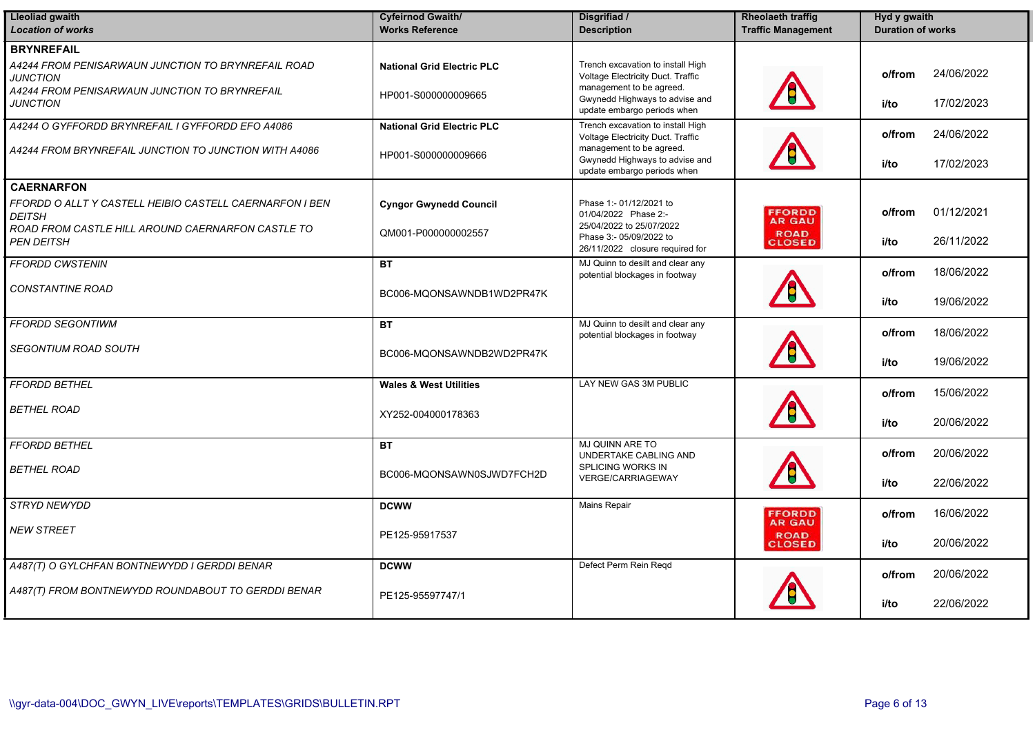| Lleoliad gwaith<br>*Location of works* | Cyfeirnod Gwaith/<br>Works Reference | Disgrifiad /<br>Description | Rheolaeth traffig<br>Traffic Management | Hyd y gwaith<br>Duration of works |
|---|---|---|---|---|
| **BRYNREFAIL** | | | | |
| *A4244 FROM PENISARWAUN JUNCTION TO BRYNREFAIL ROAD JUNCTION*<br>*A4244 FROM PENISARWAUN JUNCTION TO BRYNREFAIL JUNCTION* | **National Grid Electric PLC**<br>HP001-S000000009665 | Trench excavation to install High Voltage Electricity Duct. Traffic management to be agreed. Gwynedd Highways to advise and update embargo periods when | | **o/from** 24/06/2022<br>**i/to** 17/02/2023 |
| *A4244 O GYFFORDD BRYNREFAIL I GYFFORDD EFO A4086*<br>*A4244 FROM BRYNREFAIL JUNCTION TO JUNCTION WITH A4086* | **National Grid Electric PLC**<br>HP001-S000000009666 | Trench excavation to install High Voltage Electricity Duct. Traffic management to be agreed. Gwynedd Highways to advise and update embargo periods when | | **o/from** 24/06/2022<br>**i/to** 17/02/2023 |
| **CAERNARFON** | | | | |
| *FFORDD O ALLT Y CASTELL HEIBIO CASTELL CAERNARFON I BEN DEITSH*<br>*ROAD FROM CASTLE HILL AROUND CAERNARFON CASTLE TO PEN DEITSH* | **Cyngor Gwynedd Council**<br>QM001-P000000002557 | Phase 1:- 01/12/2021 to 01/04/2022 Phase 2:- 25/04/2022 to 25/07/2022 Phase 3:- 05/09/2022 to 26/11/2022 closure required for | FFORDD AR GAU<br>ROAD CLOSED | **o/from** 01/12/2021<br>**i/to** 26/11/2022 |
| *FFORDD CWSTENIN*<br>*CONSTANTINE ROAD* | **BT**<br>BC006-MQONSAWNDB1WD2PR47K | MJ Quinn to desilt and clear any potential blockages in footway | | **o/from** 18/06/2022<br>**i/to** 19/06/2022 |
| *FFORDD SEGONTIWM*<br>*SEGONTIUM ROAD SOUTH* | **BT**<br>BC006-MQONSAWNDB2WD2PR47K | MJ Quinn to desilt and clear any potential blockages in footway | | **o/from** 18/06/2022<br>**i/to** 19/06/2022 |
| *FFORDD BETHEL*<br>*BETHEL ROAD* | **Wales & West Utilities**<br>XY252-004000178363 | LAY NEW GAS 3M PUBLIC | | **o/from** 15/06/2022<br>**i/to** 20/06/2022 |
| *FFORDD BETHEL*<br>*BETHEL ROAD* | **BT**<br>BC006-MQONSAWN0SJWD7FCH2D | MJ QUINN ARE TO UNDERTAKE CABLING AND SPLICING WORKS IN VERGE/CARRIAGEWAY | | **o/from** 20/06/2022<br>**i/to** 22/06/2022 |
| *STRYD NEWYDD*<br>*NEW STREET* | **DCWW**<br>PE125-95917537 | Mains Repair | FFORDD AR GAU<br>ROAD CLOSED | **o/from** 16/06/2022<br>**i/to** 20/06/2022 |
| *A487(T) O GYLCHFAN BONTNEWYDD I GERDDI BENAR*<br>*A487(T) FROM BONTNEWYDD ROUNDABOUT TO GERDDI BENAR* | **DCWW**<br>PE125-95597747/1 | Defect Perm Rein Reqd | | **o/from** 20/06/2022<br>**i/to** 22/06/2022 |

\\gyr-data-004\DOC_GWYN_LIVE\reports\TEMPLATES\GRIDS\BULLETIN.RPT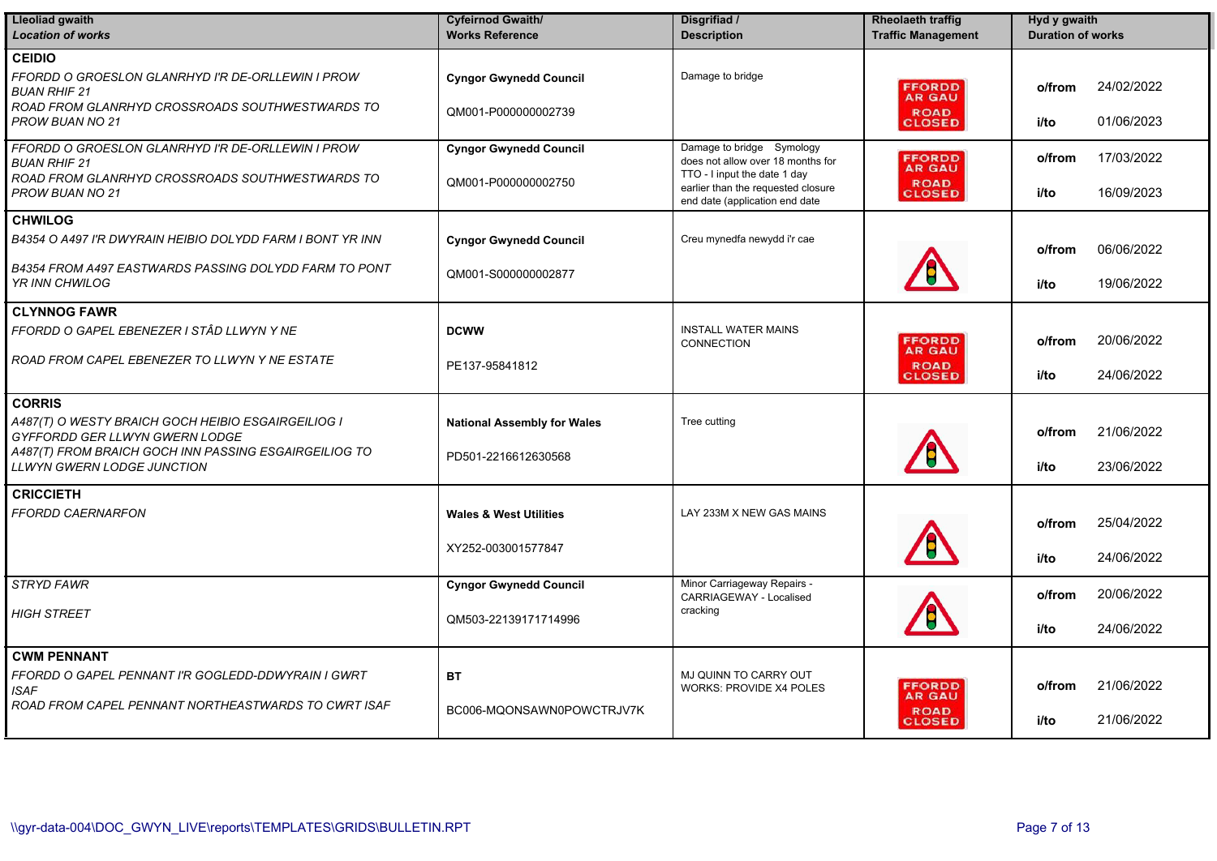| *Lleoliad gwaith*<br>***Location of works*** | **Cyfeirnod Gwaith/ Works Reference** | **Disgrifiad / Description** | **Rheolaeth traffig Traffic Management** | **Hyd y gwaith Duration of works** |
|---|---|---|---|---|
| **CEIDIO**<br>*FFORDD O GROESLON GLANRHYD I'R DE-ORLLEWIN I PROW BUAN RHIF 21*<br>*ROAD FROM GLANRHYD CROSSROADS SOUTHWESTWARDS TO PROW BUAN NO 21* | **Cyngor Gwynedd Council**<br>QM001-P000000002739 | Damage to bridge | FFORDD AR GAU ROAD CLOSED | **o/from** 24/02/2022<br>**i/to** 01/06/2023 |
| *FFORDD O GROESLON GLANRHYD I'R DE-ORLLEWIN I PROW BUAN RHIF 21*<br>*ROAD FROM GLANRHYD CROSSROADS SOUTHWESTWARDS TO PROW BUAN NO 21* | **Cyngor Gwynedd Council**<br>QM001-P000000002750 | Damage to bridge Symology does not allow over 18 months for TTO - I input the date 1 day earlier than the requested closure end date (application end date | FFORDD AR GAU ROAD CLOSED | **o/from** 17/03/2022<br>**i/to** 16/09/2023 |
| **CHWILOG**<br>*B4354 O A497 I'R DWYRAIN HEIBIO DOLYDD FARM I BONT YR INN*<br>*B4354 FROM A497 EASTWARDS PASSING DOLYDD FARM TO PONT YR INN CHWILOG* | **Cyngor Gwynedd Council**<br>QM001-S000000002877 | Creu mynedfa newydd i'r cae | | **o/from** 06/06/2022<br>**i/to** 19/06/2022 |
| **CLYNNOG FAWR**<br>*FFORDD O GAPEL EBENEZER I STÂD LLWYN Y NE*<br>*ROAD FROM CAPEL EBENEZER TO LLWYN Y NE ESTATE* | **DCWW**<br>PE137-95841812 | INSTALL WATER MAINS CONNECTION | FFORDD AR GAU ROAD CLOSED | **o/from** 20/06/2022<br>**i/to** 24/06/2022 |
| **CORRIS**<br>*A487(T) O WESTY BRAICH GOCH HEIBIO ESGAIRGEILIOG I GYFFORDD GER LLWYN GWERN LODGE*<br>*A487(T) FROM BRAICH GOCH INN PASSING ESGAIRGEILIOG TO LLWYN GWERN LODGE JUNCTION* | **National Assembly for Wales**<br>PD501-2216612630568 | Tree cutting | | **o/from** 21/06/2022<br>**i/to** 23/06/2022 |
| **CRICCIETH**<br>*FFORDD CAERNARFON* | **Wales & West Utilities**<br>XY252-003001577847 | LAY 233M X NEW GAS MAINS | | **o/from** 25/04/2022<br>**i/to** 24/06/2022 |
| *STRYD FAWR*<br>*HIGH STREET* | **Cyngor Gwynedd Council**<br>QM503-22139171714996 | Minor Carriageway Repairs - CARRIAGEWAY - Localised cracking | | **o/from** 20/06/2022<br>**i/to** 24/06/2022 |
| **CWM PENNANT**<br>*FFORDD O GAPEL PENNANT I'R GOGLEDD-DDWYRAIN I GWRT ISAF*<br>*ROAD FROM CAPEL PENNANT NORTHEASTWARDS TO CWRT ISAF* | **BT**<br>BC006-MQONSAWN0POWCTRJV7K | MJ QUINN TO CARRY OUT WORKS: PROVIDE X4 POLES | FFORDD AR GAU ROAD CLOSED | **o/from** 21/06/2022<br>**i/to** 21/06/2022 |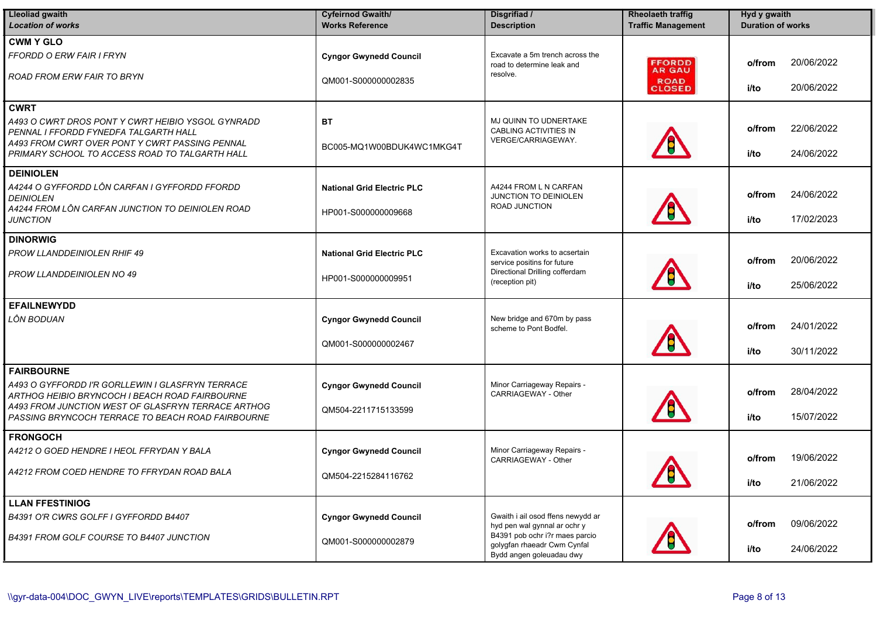| Lleoliad gwaith *Location of works* | Cyfeirnod Gwaith/ Works Reference | Disgrifiad / Description | Rheolaeth traffig Traffic Management | Hyd y gwaith Duration of works |
|---|---|---|---|---|
| **CWM Y GLO** *FFORDD O ERW FAIR I FRYN* *ROAD FROM ERW FAIR TO BRYN* | **Cyngor Gwynedd Council** QM001-S000000002835 | Excavate a 5m trench across the road to determine leak and resolve. | FFORDD AR GAU ROAD CLOSED | o/from 20/06/2022 i/to 20/06/2022 |
| **CWRT** *A493 O CWRT DROS PONT Y CWRT HEIBIO YSGOL GYNRADD PENNAL I FFORDD FYNEDFA TALGARTH HALL* *A493 FROM CWRT OVER PONT Y CWRT PASSING PENNAL PRIMARY SCHOOL TO ACCESS ROAD TO TALGARTH HALL* | **BT** BC005-MQ1W00BDUK4WC1MKG4T | MJ QUINN TO UDNERTAKE CABLING ACTIVITIES IN VERGE/CARRIAGEWAY. | | o/from 22/06/2022 i/to 24/06/2022 |
| **DEINIOLEN** *A4244 O GYFFORDD LÔN CARFAN I GYFFORDD FFORDD DEINIOLEN* *A4244 FROM LÔN CARFAN JUNCTION TO DEINIOLEN ROAD JUNCTION* | **National Grid Electric PLC** HP001-S000000009668 | A4244 FROM L N CARFAN JUNCTION TO DEINIOLEN ROAD JUNCTION | | o/from 24/06/2022 i/to 17/02/2023 |
| **DINORWIG** *PROW LLANDDEINIOLEN RHIF 49* *PROW LLANDDEINIOLEN NO 49* | **National Grid Electric PLC** HP001-S000000009951 | Excavation works to acsertain service positins for future Directional Drilling cofferdam (reception pit) | | o/from 20/06/2022 i/to 25/06/2022 |
| **EFAILNEWYDD** *LÔN BODUAN* | **Cyngor Gwynedd Council** QM001-S000000002467 | New bridge and 670m by pass scheme to Pont Bodfel. | | o/from 24/01/2022 i/to 30/11/2022 |
| **FAIRBOURNE** *A493 O GYFFORDD I'R GORLLEWIN I GLASFRYN TERRACE ARTHOG HEIBIO BRYNCOCH I BEACH ROAD FAIRBOURNE* *A493 FROM JUNCTION WEST OF GLASFRYN TERRACE ARTHOG PASSING BRYNCOCH TERRACE TO BEACH ROAD FAIRBOURNE* | **Cyngor Gwynedd Council** QM504-2211715133599 | Minor Carriageway Repairs - CARRIAGEWAY - Other | | o/from 28/04/2022 i/to 15/07/2022 |
| **FRONGOCH** *A4212 O GOED HENDRE I HEOL FFRYDAN Y BALA* *A4212 FROM COED HENDRE TO FFRYDAN ROAD BALA* | **Cyngor Gwynedd Council** QM504-2215284116762 | Minor Carriageway Repairs - CARRIAGEWAY - Other | | o/from 19/06/2022 i/to 21/06/2022 |
| **LLAN FFESTINIOG** *B4391 O'R CWRS GOLFF I GYFFORDD B4407* *B4391 FROM GOLF COURSE TO B4407 JUNCTION* | **Cyngor Gwynedd Council** QM001-S000000002879 | Gwaith i ail osod ffens newydd ar hyd pen wal gynnal ar ochr y B4391 pob ochr i?r maes parcio golygfan rhaeadr Cwm Cynfal Bydd angen goleuadau dwy | | o/from 09/06/2022 i/to 24/06/2022 |

\\gyr-data-004\DOC_GWYN_LIVE\reports\TEMPLATES\GRIDS\BULLETIN.RPT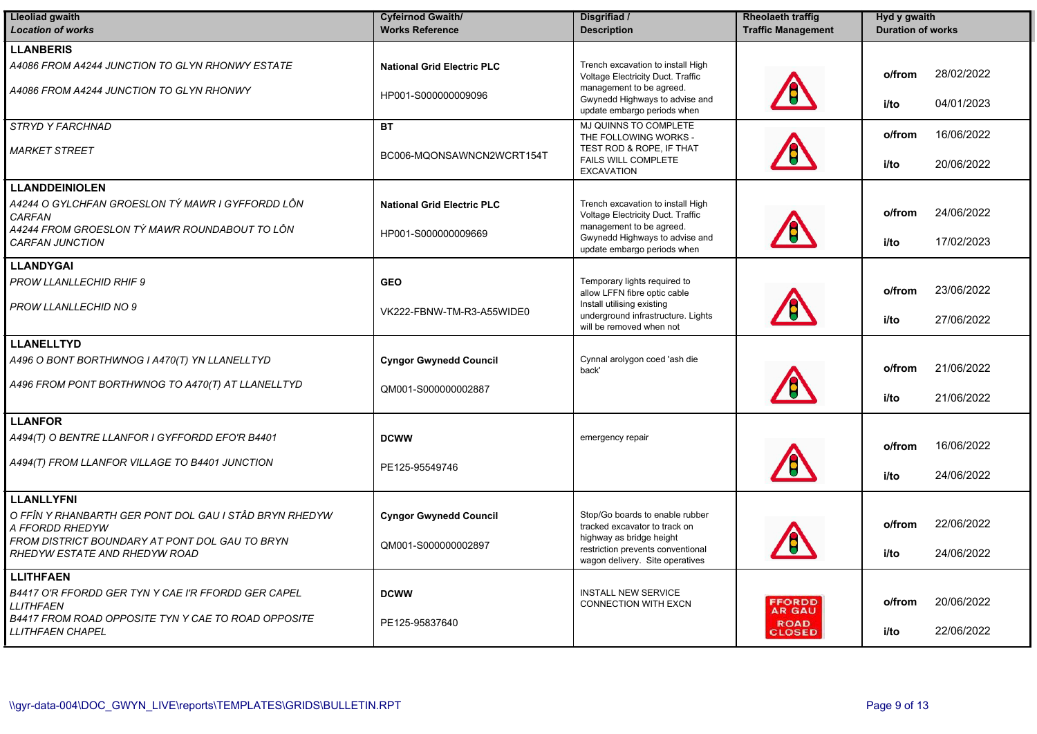| Lleoliad gwaith *Location of works* | Cyfeirnod Gwaith/ Works Reference | Disgrifiad / Description | Rheolaeth traffig Traffic Management | Hyd y gwaith Duration of works |
|---|---|---|---|---|
| **LLANBERIS**<br>*A4086 FROM A4244 JUNCTION TO GLYN RHONWY ESTATE*<br>*A4086 FROM A4244 JUNCTION TO GLYN RHONWY* | **National Grid Electric PLC**<br>HP001-S000000009096 | Trench excavation to install High Voltage Electricity Duct. Traffic management to be agreed. Gwynedd Highways to advise and update embargo periods when | | **o/from** 28/02/2022<br>**i/to** 04/01/2023 |
| *STRYD Y FARCHNAD*<br>*MARKET STREET* | **BT**<br>BC006-MQONSAWNCN2WCRT154T | MJ QUINNS TO COMPLETE THE FOLLOWING WORKS - TEST ROD & ROPE, IF THAT FAILS WILL COMPLETE EXCAVATION | | **o/from** 16/06/2022<br>**i/to** 20/06/2022 |
| **LLANDDEINIOLEN**<br>*A4244 O GYLCHFAN GROESLON TÝ MAWR I GYFFORDD LÔN CARFAN*<br>*A4244 FROM GROESLON TÝ MAWR ROUNDABOUT TO LÔN CARFAN JUNCTION* | **National Grid Electric PLC**<br>HP001-S000000009669 | Trench excavation to install High Voltage Electricity Duct. Traffic management to be agreed. Gwynedd Highways to advise and update embargo periods when | | **o/from** 24/06/2022<br>**i/to** 17/02/2023 |
| **LLANDYGAI**<br>*PROW LLANLLECHID RHIF 9*<br>*PROW LLANLLECHID NO 9* | **GEO**<br>VK222-FBNW-TM-R3-A55WIDE0 | Temporary lights required to allow LFFN fibre optic cable Install utilising existing underground infrastructure. Lights will be removed when not | | **o/from** 23/06/2022<br>**i/to** 27/06/2022 |
| **LLANELLTYD**<br>*A496 O BONT BORTHWNOG I A470(T) YN LLANELLTYD*<br>*A496 FROM PONT BORTHWNOG TO A470(T) AT LLANELLTYD* | **Cyngor Gwynedd Council**<br>QM001-S000000002887 | Cynnal arolygon coed 'ash die back' | | **o/from** 21/06/2022<br>**i/to** 21/06/2022 |
| **LLANFOR**<br>*A494(T) O BENTRE LLANFOR I GYFFORDD EFO'R B4401*<br>*A494(T) FROM LLANFOR VILLAGE TO B4401 JUNCTION* | **DCWW**<br>PE125-95549746 | emergency repair | | **o/from** 16/06/2022<br>**i/to** 24/06/2022 |
| **LLANLLYFNI**<br>*O FFÎN Y RHANBARTH GER PONT DOL GAU I STÂD BRYN RHEDYW A FFORDD RHEDYW*<br>*FROM DISTRICT BOUNDARY AT PONT DOL GAU TO BRYN RHEDYW ESTATE AND RHEDYW ROAD* | **Cyngor Gwynedd Council**<br>QM001-S000000002897 | Stop/Go boards to enable rubber tracked excavator to track on highway as bridge height restriction prevents conventional wagon delivery. Site operatives | | **o/from** 22/06/2022<br>**i/to** 24/06/2022 |
| **LLITHFAEN**<br>*B4417 O'R FFORDD GER TYN Y CAE I'R FFORDD GER CAPEL LLITHFAEN*<br>*B4417 FROM ROAD OPPOSITE TYN Y CAE TO ROAD OPPOSITE LLITHFAEN CHAPEL* | **DCWW**<br>PE125-95837640 | INSTALL NEW SERVICE CONNECTION WITH EXCN | FFORDD AR GAU ROAD CLOSED | **o/from** 20/06/2022<br>**i/to** 22/06/2022 |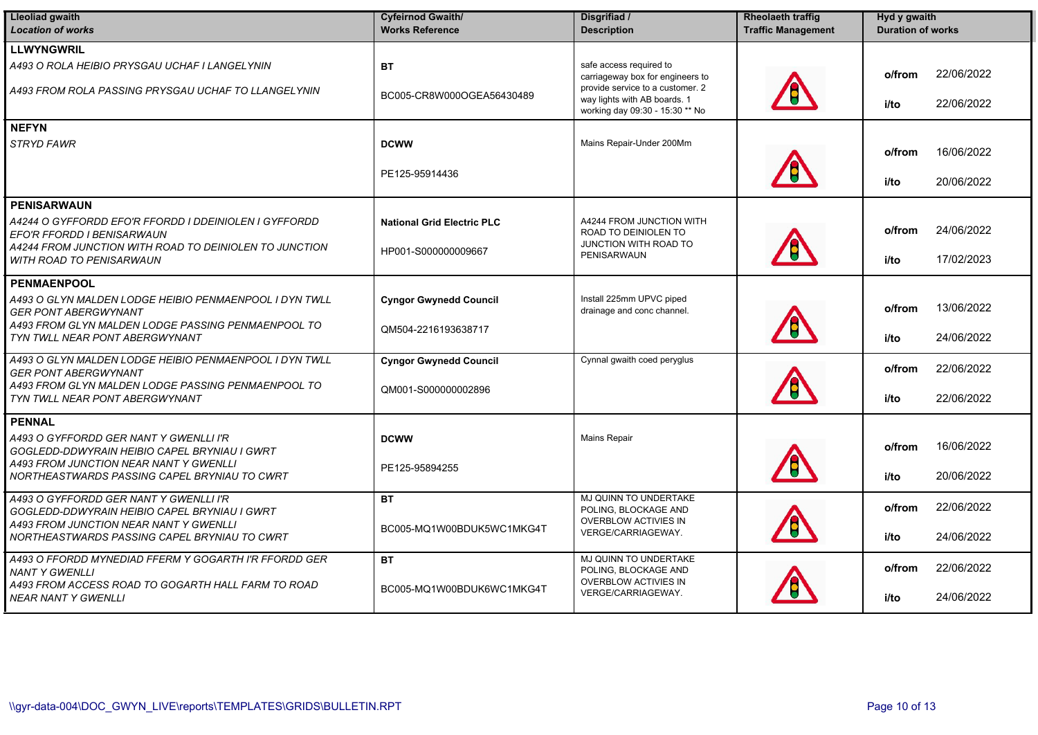| Lleoliad gwaith *Location of works* | Cyfeirnod Gwaith/ Works Reference | Disgrifiad / Description | Rheolaeth traffig Traffic Management | Hyd y gwaith Duration of works |
|---|---|---|---|---|
| **LLWYNGWRIL** *A493 O ROLA HEIBIO PRYSGAU UCHAF I LANGELYNIN* *A493 FROM ROLA PASSING PRYSGAU UCHAF TO LLANGELYNIN* | **BT** BC005-CR8W000OGEA56430489 | safe access required to carriageway box for engineers to provide service to a customer. 2 way lights with AB boards. 1 working day 09:30 - 15:30 ** No | | o/from 22/06/2022 i/to 22/06/2022 |
| **NEFYN** *STRYD FAWR* | **DCWW** PE125-95914436 | Mains Repair-Under 200Mm | | o/from 16/06/2022 i/to 20/06/2022 |
| **PENISARWAUN** *A4244 O GYFFORDD EFO'R FFORDD I DDEINIOLEN I GYFFORDD EFO'R FFORDD I BENISARWAUN* *A4244 FROM JUNCTION WITH ROAD TO DEINIOLEN TO JUNCTION WITH ROAD TO PENISARWAUN* | **National Grid Electric PLC** HP001-S000000009667 | A4244 FROM JUNCTION WITH ROAD TO DEINIOLEN TO JUNCTION WITH ROAD TO PENISARWAUN | | o/from 24/06/2022 i/to 17/02/2023 |
| **PENMAENPOOL** *A493 O GLYN MALDEN LODGE HEIBIO PENMAENPOOL I DYN TWLL GER PONT ABERGWYNANT* *A493 FROM GLYN MALDEN LODGE PASSING PENMAENPOOL TO TYN TWLL NEAR PONT ABERGWYNANT* | **Cyngor Gwynedd Council** QM504-2216193638717 | Install 225mm UPVC piped drainage and conc channel. | | o/from 13/06/2022 i/to 24/06/2022 |
| *A493 O GLYN MALDEN LODGE HEIBIO PENMAENPOOL I DYN TWLL GER PONT ABERGWYNANT* *A493 FROM GLYN MALDEN LODGE PASSING PENMAENPOOL TO TYN TWLL NEAR PONT ABERGWYNANT* | **Cyngor Gwynedd Council** QM001-S000000002896 | Cynnal gwaith coed peryglus | | o/from 22/06/2022 i/to 22/06/2022 |
| **PENNAL** *A493 O GYFFORDD GER NANT Y GWENLLI I'R GOGLEDD-DDWYRAIN HEIBIO CAPEL BRYNIAU I GWRT* *A493 FROM JUNCTION NEAR NANT Y GWENLLI NORTHEASTWARDS PASSING CAPEL BRYNIAU TO CWRT* | **DCWW** PE125-95894255 | Mains Repair | | o/from 16/06/2022 i/to 20/06/2022 |
| *A493 O GYFFORDD GER NANT Y GWENLLI I'R GOGLEDD-DDWYRAIN HEIBIO CAPEL BRYNIAU I GWRT* *A493 FROM JUNCTION NEAR NANT Y GWENLLI NORTHEASTWARDS PASSING CAPEL BRYNIAU TO CWRT* | **BT** BC005-MQ1W00BDUK5WC1MKG4T | MJ QUINN TO UNDERTAKE POLING, BLOCKAGE AND OVERBLOW ACTIVIES IN VERGE/CARRIAGEWAY. | | o/from 22/06/2022 i/to 24/06/2022 |
| *A493 O FFORDD MYNEDIAD FFERM Y GOGARTH I'R FFORDD GER NANT Y GWENLLI* *A493 FROM ACCESS ROAD TO GOGARTH HALL FARM TO ROAD NEAR NANT Y GWENLLI* | **BT** BC005-MQ1W00BDUK6WC1MKG4T | MJ QUINN TO UNDERTAKE POLING, BLOCKAGE AND OVERBLOW ACTIVIES IN VERGE/CARRIAGEWAY. | | o/from 22/06/2022 i/to 24/06/2022 |

\\gyr-data-004\DOC_GWYN_LIVE\reports\TEMPLATES\GRIDS\BULLETIN.RPT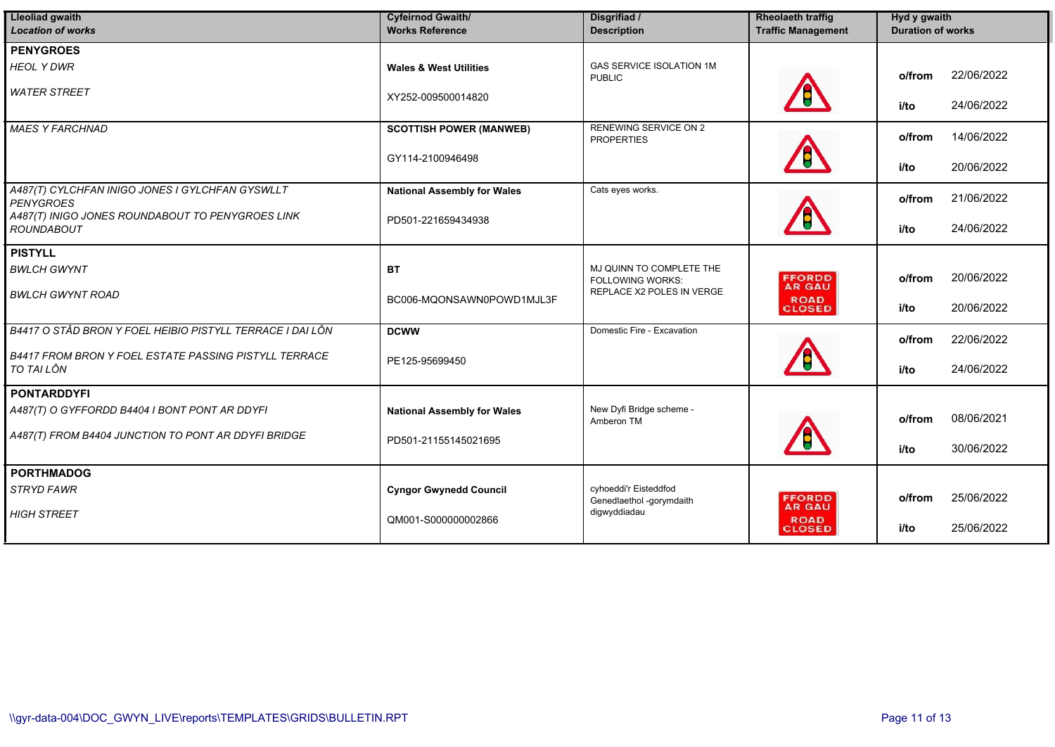| ***Lleoliad gwaith*** ***Location of works*** | **Cyfeirnod Gwaith/ Works Reference** | **Disgrifiad / Description** | **Rheolaeth traffig Traffic Management** | **Hyd y gwaith Duration of works** |
|---|---|---|---|---|
| **PENYGROES** *HEOL Y DWR* *WATER STREET* | **Wales & West Utilities** XY252-009500014820 | GAS SERVICE ISOLATION 1M PUBLIC | | **o/from** 22/06/2022 **i/to** 24/06/2022 |
| *MAES Y FARCHNAD* | **SCOTTISH POWER (MANWEB)** GY114-2100946498 | RENEWING SERVICE ON 2 PROPERTIES | | **o/from** 14/06/2022 **i/to** 20/06/2022 |
| *A487(T) CYLCHFAN INIGO JONES I GYLCHFAN GYSWLLT PENYGROES* *A487(T) INIGO JONES ROUNDABOUT TO PENYGROES LINK ROUNDABOUT* | **National Assembly for Wales** PD501-221659434938 | Cats eyes works. | | **o/from** 21/06/2022 **i/to** 24/06/2022 |
| **PISTYLL** *BWLCH GWYNT* *BWLCH GWYNT ROAD* | **BT** BC006-MQONSAWN0POWD1MJL3F | MJ QUINN TO COMPLETE THE FOLLOWING WORKS: REPLACE X2 POLES IN VERGE | FFORDD AR GAU ROAD CLOSED | **o/from** 20/06/2022 **i/to** 20/06/2022 |
| *B4417 O STÂD BRON Y FOEL HEIBIO PISTYLL TERRACE I DAI LÔN* *B4417 FROM BRON Y FOEL ESTATE PASSING PISTYLL TERRACE TO TAI LÔN* | **DCWW** PE125-95699450 | Domestic Fire - Excavation | | **o/from** 22/06/2022 **i/to** 24/06/2022 |
| **PONTARDDYFI** *A487(T) O GYFFORDD B4404 I BONT PONT AR DDYFI* *A487(T) FROM B4404 JUNCTION TO PONT AR DDYFI BRIDGE* | **National Assembly for Wales** PD501-21155145021695 | New Dyfi Bridge scheme - Amberon TM | | **o/from** 08/06/2021 **i/to** 30/06/2022 |
| **PORTHMADOG** *STRYD FAWR* *HIGH STREET* | **Cyngor Gwynedd Council** QM001-S000000002866 | cyhoeddi'r Eisteddfod Genedlaethol -gorymdaith digwyddiadau | FFORDD AR GAU ROAD CLOSED | **o/from** 25/06/2022 **i/to** 25/06/2022 |

\\gyr-data-004\DOC_GWYN_LIVE\reports\TEMPLATES\GRIDS\BULLETIN.RPT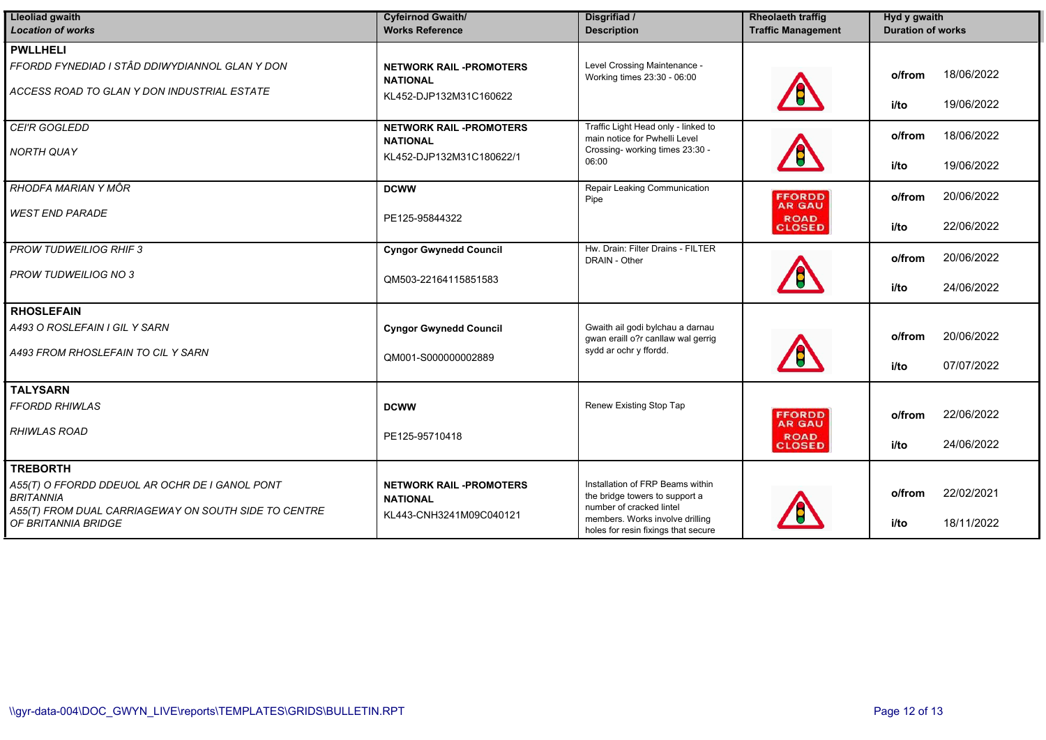| Lleoliad gwaith<br>*Location of works* | Cyfeirnod Gwaith/<br>Works Reference | Disgrifiad /<br>Description | Rheolaeth traffig<br>Traffic Management | Hyd y gwaith<br>Duration of works |
|---|---|---|---|---|
| **PWLLHELI**<br>*FFORDD FYNEDIAD I STÂD DDIWYDIANNOL GLAN Y DON*<br>*ACCESS ROAD TO GLAN Y DON INDUSTRIAL ESTATE* | **NETWORK RAIL -PROMOTERS NATIONAL**<br>KL452-DJP132M31C160622 | Level Crossing Maintenance - Working times 23:30 - 06:00 | | **o/from** 18/06/2022<br>**i/to** 19/06/2022 |
| *CEI'R GOGLEDD*<br>*NORTH QUAY* | **NETWORK RAIL -PROMOTERS NATIONAL**<br>KL452-DJP132M31C180622/1 | Traffic Light Head only - linked to main notice for Pwhelli Level Crossing- working times 23:30 - 06:00 | | **o/from** 18/06/2022<br>**i/to** 19/06/2022 |
| *RHODFA MARIAN Y MÔR*<br>*WEST END PARADE* | **DCWW**<br>PE125-95844322 | Repair Leaking Communication Pipe | FFORDD AR GAU<br>ROAD CLOSED | **o/from** 20/06/2022<br>**i/to** 22/06/2022 |
| *PROW TUDWEILIOG RHIF 3*<br>*PROW TUDWEILIOG NO 3* | **Cyngor Gwynedd Council**<br>QM503-22164115851583 | Hw. Drain: Filter Drains - FILTER DRAIN - Other | | **o/from** 20/06/2022<br>**i/to** 24/06/2022 |
| **RHOSLEFAIN**<br>*A493 O ROSLEFAIN I GIL Y SARN*<br>*A493 FROM RHOSLEFAIN TO CIL Y SARN* | **Cyngor Gwynedd Council**<br>QM001-S000000002889 | Gwaith ail godi bylchau a darnau gwan eraill o?r canllaw wal gerrig sydd ar ochr y ffordd. | | **o/from** 20/06/2022<br>**i/to** 07/07/2022 |
| **TALYSARN**<br>*FFORDD RHIWLAS*<br>*RHIWLAS ROAD* | **DCWW**<br>PE125-95710418 | Renew Existing Stop Tap | FFORDD AR GAU<br>ROAD CLOSED | **o/from** 22/06/2022<br>**i/to** 24/06/2022 |
| **TREBORTH**<br>*A55(T) O FFORDD DDEUOL AR OCHR DE I GANOL PONT BRITANNIA*<br>*A55(T) FROM DUAL CARRIAGEWAY ON SOUTH SIDE TO CENTRE OF BRITANNIA BRIDGE* | **NETWORK RAIL -PROMOTERS NATIONAL**<br>KL443-CNH3241M09C040121 | Installation of FRP Beams within the bridge towers to support a number of cracked lintel members. Works involve drilling holes for resin fixings that secure | | **o/from** 22/02/2021<br>**i/to** 18/11/2022 |

\\gyr-data-004\DOC_GWYN_LIVE\reports\TEMPLATES\GRIDS\BULLETIN.RPT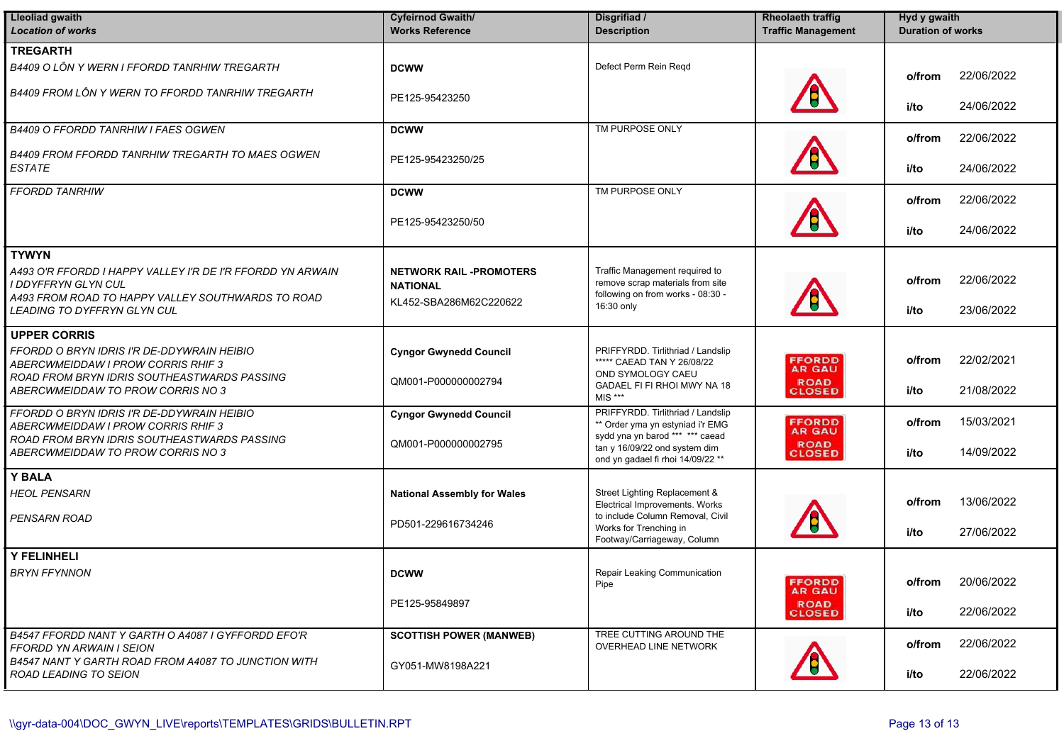| Lleoliad gwaith *Location of works* | Cyfeirnod Gwaith/ Works Reference | Disgrifiad / Description | Rheolaeth traffig Traffic Management | Hyd y gwaith Duration of works |
|---|---|---|---|---|
| **TREGARTH** *B4409 O LÔN Y WERN I FFORDD TANRHIW TREGARTH* *B4409 FROM LÔN Y WERN TO FFORDD TANRHIW TREGARTH* | **DCWW** PE125-95423250 | Defect Perm Rein Reqd | | o/from 22/06/2022 i/to 24/06/2022 |
| *B4409 O FFORDD TANRHIW I FAES OGWEN* *B4409 FROM FFORDD TANRHIW TREGARTH TO MAES OGWEN ESTATE* | **DCWW** PE125-95423250/25 | TM PURPOSE ONLY | | o/from 22/06/2022 i/to 24/06/2022 |
| *FFORDD TANRHIW* | **DCWW** PE125-95423250/50 | TM PURPOSE ONLY | | o/from 22/06/2022 i/to 24/06/2022 |
| **TYWYN** *A493 O'R FFORDD I HAPPY VALLEY I'R DE I'R FFORDD YN ARWAIN I DDYFFRYN GLYN CUL* *A493 FROM ROAD TO HAPPY VALLEY SOUTHWARDS TO ROAD LEADING TO DYFFRYN GLYN CUL* | **NETWORK RAIL -PROMOTERS NATIONAL** KL452-SBA286M62C220622 | Traffic Management required to remove scrap materials from site following on from works - 08:30 - 16:30 only | | o/from 22/06/2022 i/to 23/06/2022 |
| **UPPER CORRIS** *FFORDD O BRYN IDRIS I'R DE-DDYWRAIN HEIBIO ABERCWMEIDDAW I PROW CORRIS RHIF 3* *ROAD FROM BRYN IDRIS SOUTHEASTWARDS PASSING ABERCWMEIDDAW TO PROW CORRIS NO 3* | **Cyngor Gwynedd Council** QM001-P000000002794 | PRIFFYRDD. Tirlithriad / Landslip ***** CAEAD TAN Y 26/08/22 OND SYMOLOGY CAEU GADAEL FI FI RHOI MWY NA 18 MIS *** | FFORDD AR GAU ROAD CLOSED | o/from 22/02/2021 i/to 21/08/2022 |
| *FFORDD O BRYN IDRIS I'R DE-DDYWRAIN HEIBIO ABERCWMEIDDAW I PROW CORRIS RHIF 3* *ROAD FROM BRYN IDRIS SOUTHEASTWARDS PASSING ABERCWMEIDDAW TO PROW CORRIS NO 3* | **Cyngor Gwynedd Council** QM001-P000000002795 | PRIFFYRDD. Tirlithriad / Landslip ** Order yma yn estyniad i'r EMG sydd yna yn barod *** *** caead tan y 16/09/22 ond system dim ond yn gadael fi rhoi 14/09/22 ** | FFORDD AR GAU ROAD CLOSED | o/from 15/03/2021 i/to 14/09/2022 |
| **Y BALA** *HEOL PENSARN* *PENSARN ROAD* | **National Assembly for Wales** PD501-229616734246 | Street Lighting Replacement & Electrical Improvements. Works to include Column Removal, Civil Works for Trenching in Footway/Carriageway, Column | | o/from 13/06/2022 i/to 27/06/2022 |
| **Y FELINHELI** *BRYN FFYNNON* | **DCWW** PE125-95849897 | Repair Leaking Communication Pipe | FFORDD AR GAU ROAD CLOSED | o/from 20/06/2022 i/to 22/06/2022 |
| *B4547 FFORDD NANT Y GARTH O A4087 I GYFFORDD EFO'R FFORDD YN ARWAIN I SEION* *B4547 NANT Y GARTH ROAD FROM A4087 TO JUNCTION WITH ROAD LEADING TO SEION* | **SCOTTISH POWER (MANWEB)** GY051-MW8198A221 | TREE CUTTING AROUND THE OVERHEAD LINE NETWORK | | o/from 22/06/2022 i/to 22/06/2022 |

\\gyr-data-004\DOC_GWYN_LIVE\reports\TEMPLATES\GRIDS\BULLETIN.RPT